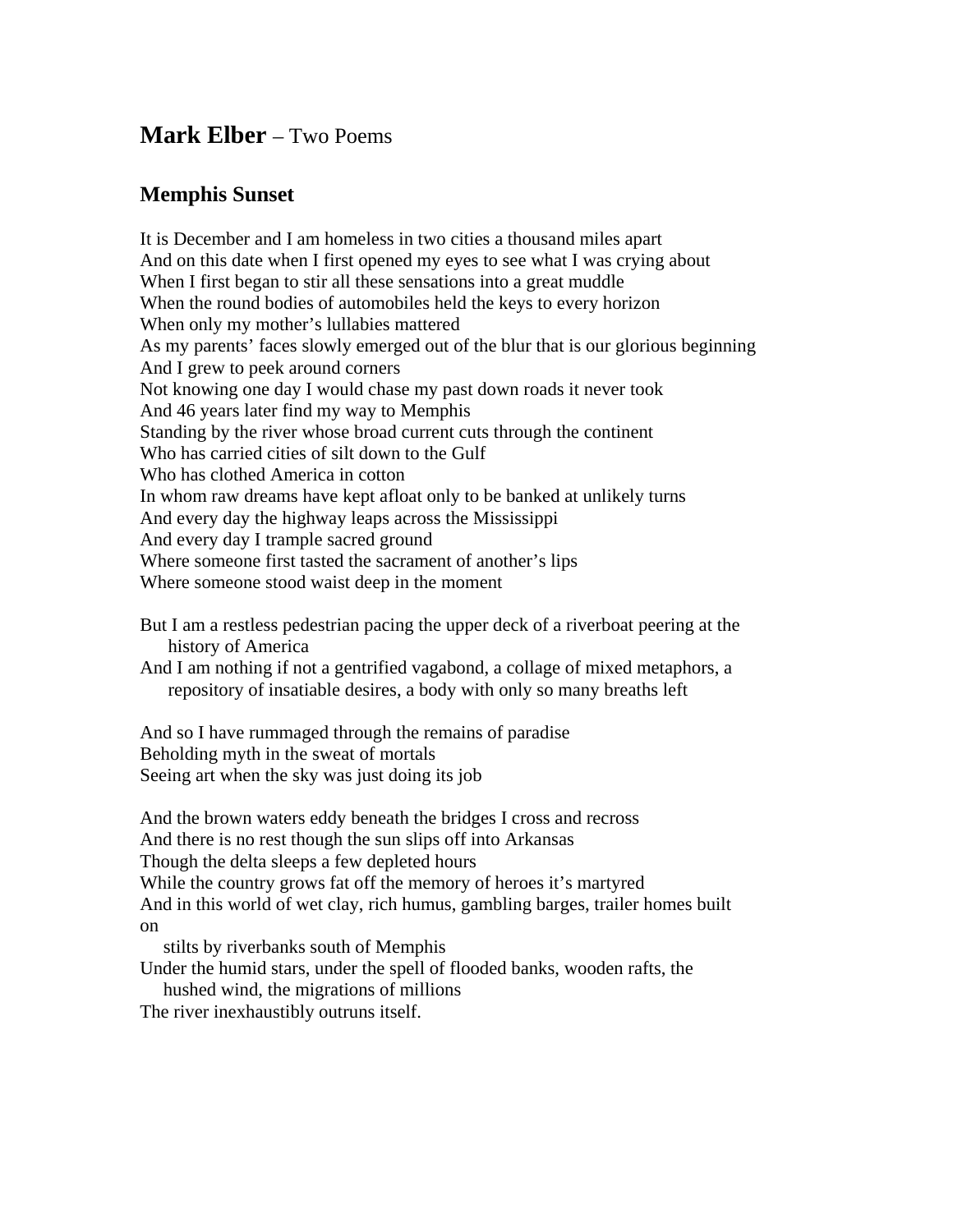## **Mark Elber** – Two Poems

### Memphis Sunset

It is December and I am homeless in two cities a thousand miles apart  
And on this date when I first opened my eyes to see what I was crying about  
When I first began to stir all these sensations into a great muddle  
When the round bodies of automobiles held the keys to every horizon  
When only my mother's lullabies mattered  
As my parents' faces slowly emerged out of the blur that is our glorious beginning  
And I grew to peek around corners  
Not knowing one day I would chase my past down roads it never took  
And 46 years later find my way to Memphis  
Standing by the river whose broad current cuts through the continent  
Who has carried cities of silt down to the Gulf  
Who has clothed America in cotton  
In whom raw dreams have kept afloat only to be banked at unlikely turns  
And every day the highway leaps across the Mississippi  
And every day I trample sacred ground  
Where someone first tasted the sacrament of another's lips  
Where someone stood waist deep in the moment

But I am a restless pedestrian pacing the upper deck of a riverboat peering at the history of America  
And I am nothing if not a gentrified vagabond, a collage of mixed metaphors, a repository of insatiable desires, a body with only so many breaths left

And so I have rummaged through the remains of paradise  
Beholding myth in the sweat of mortals  
Seeing art when the sky was just doing its job

And the brown waters eddy beneath the bridges I cross and recross  
And there is no rest though the sun slips off into Arkansas  
Though the delta sleeps a few depleted hours  
While the country grows fat off the memory of heroes it's martyred  
And in this world of wet clay, rich humus, gambling barges, trailer homes built on stilts by riverbanks south of Memphis  
Under the humid stars, under the spell of flooded banks, wooden rafts, the hushed wind, the migrations of millions  
The river inexhaustibly outruns itself.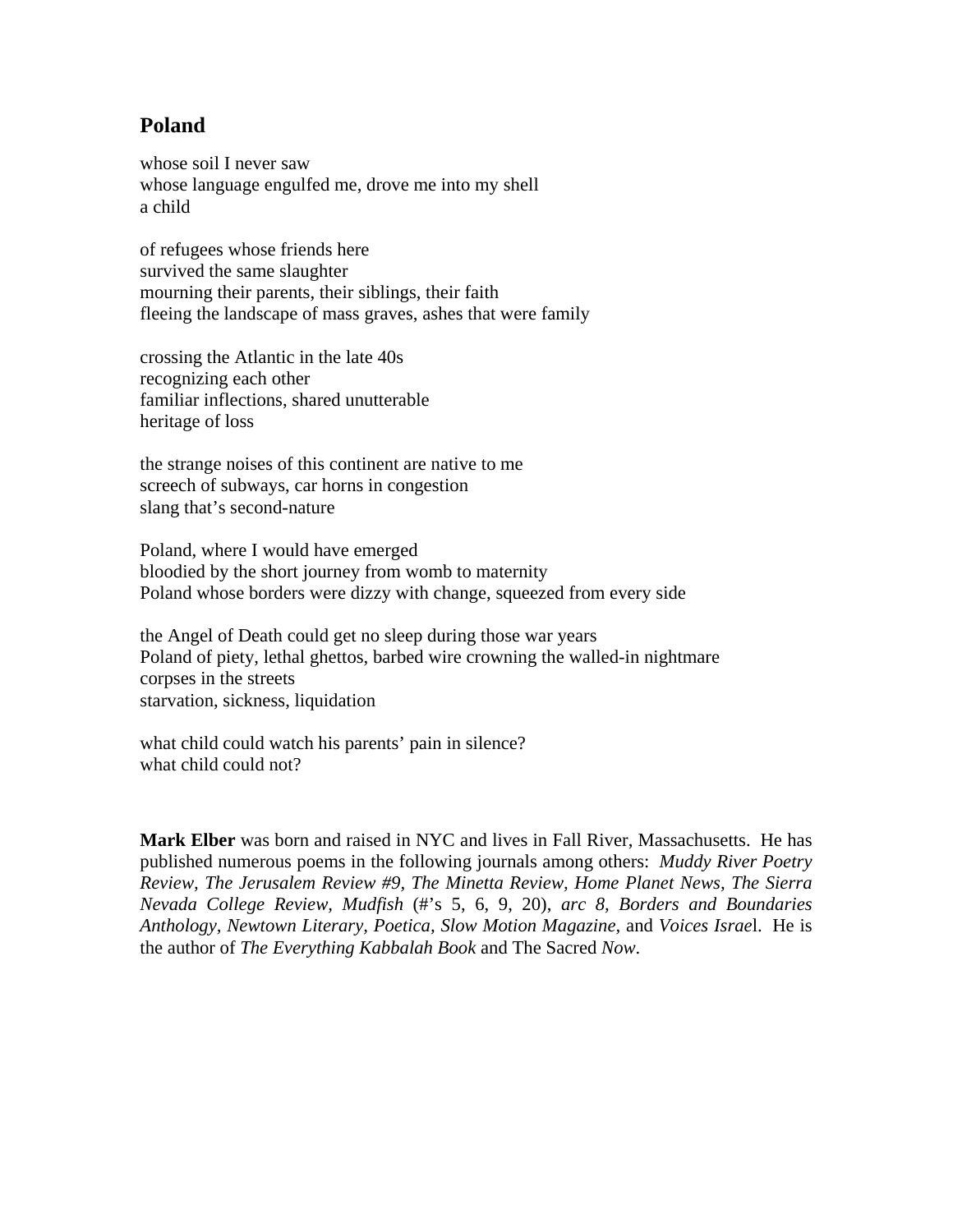## Poland

whose soil I never saw  
whose language engulfed me, drove me into my shell  
a child

of refugees whose friends here  
survived the same slaughter  
mourning their parents, their siblings, their faith  
fleeing the landscape of mass graves, ashes that were family

crossing the Atlantic in the late 40s  
recognizing each other  
familiar inflections, shared unutterable  
heritage of loss

the strange noises of this continent are native to me  
screech of subways, car horns in congestion  
slang that's second-nature

Poland, where I would have emerged  
bloodied by the short journey from womb to maternity  
Poland whose borders were dizzy with change, squeezed from every side

the Angel of Death could get no sleep during those war years  
Poland of piety, lethal ghettos, barbed wire crowning the walled-in nightmare  
corpses in the streets  
starvation, sickness, liquidation

what child could watch his parents' pain in silence?  
what child could not?

**Mark Elber** was born and raised in NYC and lives in Fall River, Massachusetts. He has published numerous poems in the following journals among others: *Muddy River Poetry Review, The Jerusalem Review #9, The Minetta Review, Home Planet News, The Sierra Nevada College Review, Mudfish* (#'s 5, 6, 9, 20), *arc 8, Borders and Boundaries Anthology, Newtown Literary, Poetica, Slow Motion Magazine,* and *Voices Israe*l. He is the author of *The Everything Kabbalah Book* and The Sacred *Now*.